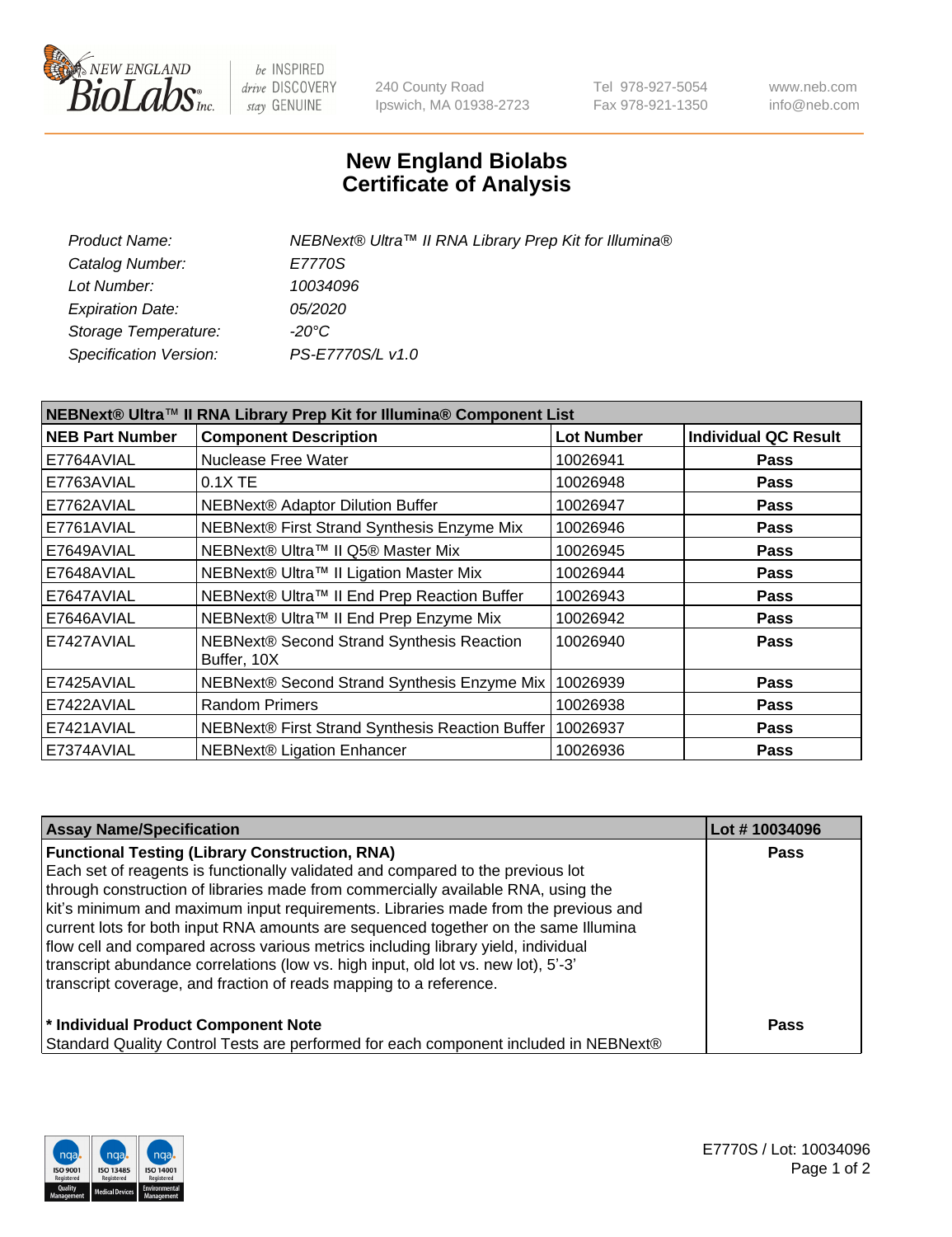# New England Biolabs
# Certificate of Analysis

| | |
|---|---|
| *Product Name:* | *NEBNext® Ultra™ II RNA Library Prep Kit for Illumina®* |
| *Catalog Number:* | *E7770S* |
| *Lot Number:* | *10034096* |
| *Expiration Date:* | *05/2020* |
| *Storage Temperature:* | *-20°C* |
| *Specification Version:* | *PS-E7770S/L v1.0* |

| NEBNext® Ultra™ II RNA Library Prep Kit for Illumina® Component List | | | |
|---|---|---|---|
| **NEB Part Number** | **Component Description** | **Lot Number** | **Individual QC Result** |
| E7764AVIAL | Nuclease Free Water | 10026941 | **Pass** |
| E7763AVIAL | 0.1X TE | 10026948 | **Pass** |
| E7762AVIAL | NEBNext® Adaptor Dilution Buffer | 10026947 | **Pass** |
| E7761AVIAL | NEBNext® First Strand Synthesis Enzyme Mix | 10026946 | **Pass** |
| E7649AVIAL | NEBNext® Ultra™ II Q5® Master Mix | 10026945 | **Pass** |
| E7648AVIAL | NEBNext® Ultra™ II Ligation Master Mix | 10026944 | **Pass** |
| E7647AVIAL | NEBNext® Ultra™ II End Prep Reaction Buffer | 10026943 | **Pass** |
| E7646AVIAL | NEBNext® Ultra™ II End Prep Enzyme Mix | 10026942 | **Pass** |
| E7427AVIAL | NEBNext® Second Strand Synthesis Reaction Buffer, 10X | 10026940 | **Pass** |
| E7425AVIAL | NEBNext® Second Strand Synthesis Enzyme Mix | 10026939 | **Pass** |
| E7422AVIAL | Random Primers | 10026938 | **Pass** |
| E7421AVIAL | NEBNext® First Strand Synthesis Reaction Buffer | 10026937 | **Pass** |
| E7374AVIAL | NEBNext® Ligation Enhancer | 10026936 | **Pass** |

| Assay Name/Specification | Lot # 10034096 |
|---|---|
| **Functional Testing (Library Construction, RNA)**<br>Each set of reagents is functionally validated and compared to the previous lot through construction of libraries made from commercially available RNA, using the kit's minimum and maximum input requirements. Libraries made from the previous and current lots for both input RNA amounts are sequenced together on the same Illumina flow cell and compared across various metrics including library yield, individual transcript abundance correlations (low vs. high input, old lot vs. new lot), 5'-3' transcript coverage, and fraction of reads mapping to a reference. | **Pass** |
| **\* Individual Product Component Note**<br>Standard Quality Control Tests are performed for each component included in NEBNext® | **Pass** |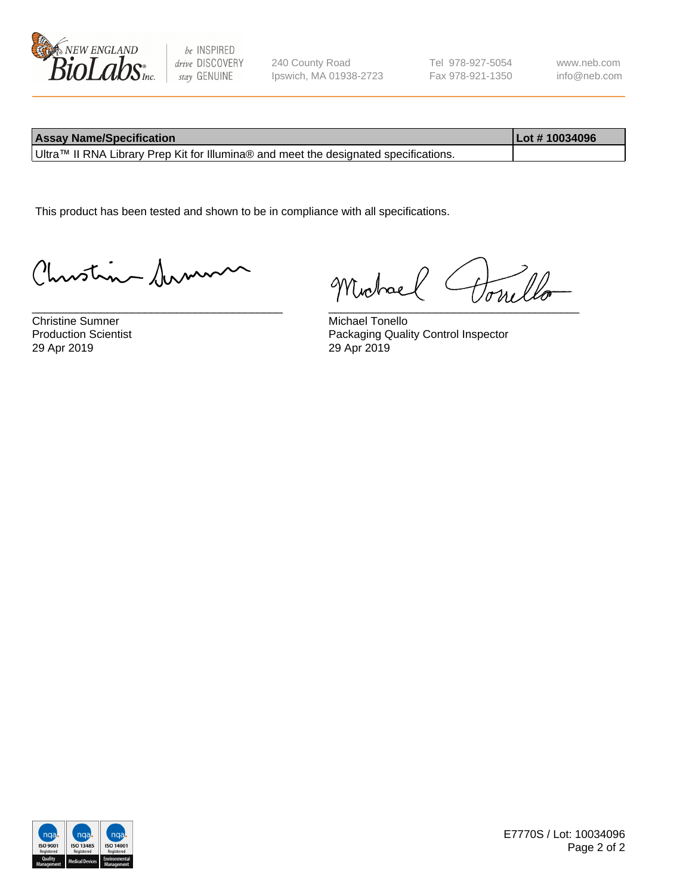| Assay Name/Specification | Lot # 10034096 |
| --- | --- |
| Ultra™ II RNA Library Prep Kit for Illumina® and meet the designated specifications. | |

This product has been tested and shown to be in compliance with all specifications.

Christine Sumner
Production Scientist
29 Apr 2019

Michael Tonello
Packaging Quality Control Inspector
29 Apr 2019

E7770S / Lot: 10034096